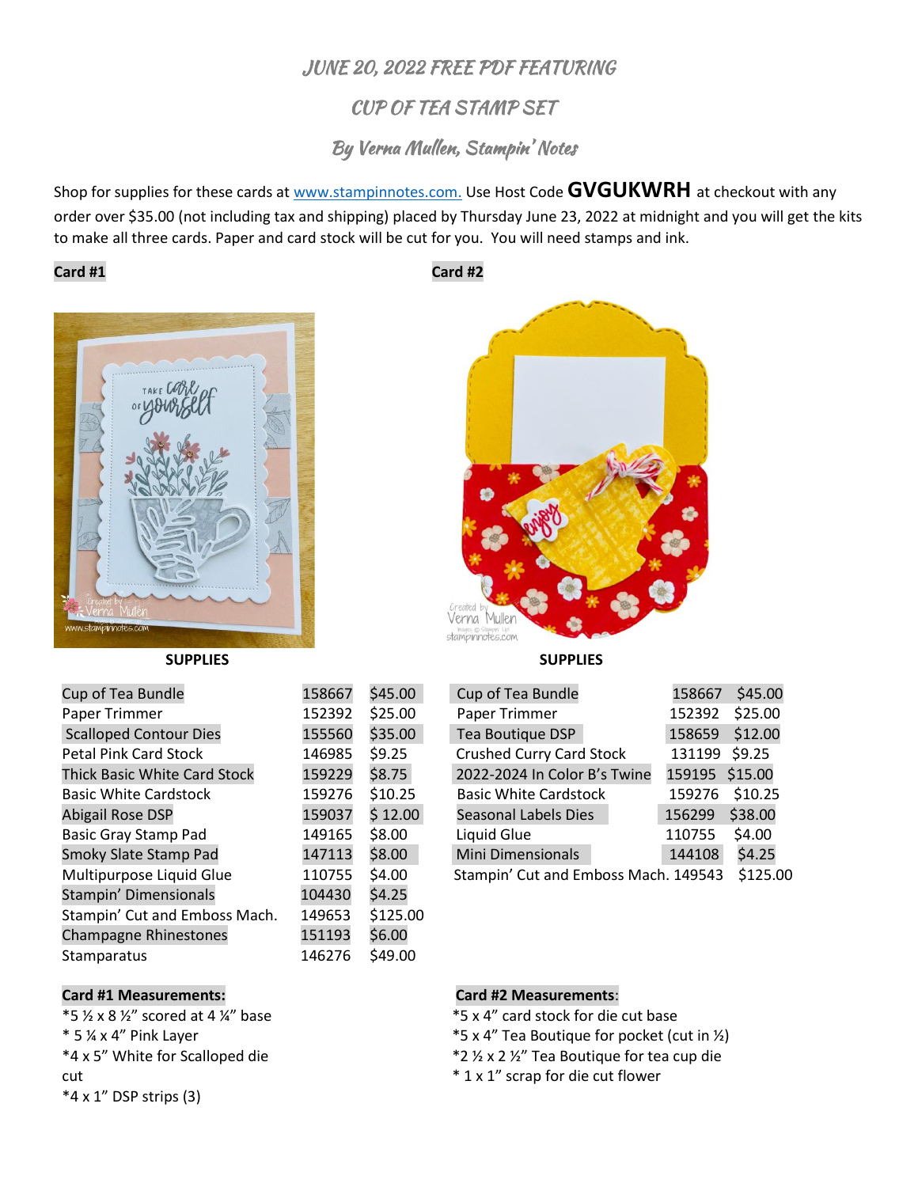# JUNE 20, 2022 FREE PDF FEATURING

# CUP OF TEA STAMP SET

## By Verna Mullen, Stampin' Notes

Shop for supplies for these cards at www.stampinnotes.com. Use Host Code **GVGUKWRH** at checkout with any order over $35.00 (not including tax and shipping) placed by Thursday June 23, 2022 at midnight and you will get the kits to make all three cards. Paper and card stock will be cut for you. You will need stamps and ink.

**Card #1**

**SUPPLIES**

| Item | Number | Price |
|---|---|---|
| Cup of Tea Bundle | 158667 | $45.00 |
| Paper Trimmer | 152392 | $25.00 |
| Scalloped Contour Dies | 155560 | $35.00 |
| Petal Pink Card Stock | 146985 | $9.25 |
| Thick Basic White Card Stock | 159229 | $8.75 |
| Basic White Cardstock | 159276 | $10.25 |
| Abigail Rose DSP | 159037 | $ 12.00 |
| Basic Gray Stamp Pad | 149165 | $8.00 |
| Smoky Slate Stamp Pad | 147113 | $8.00 |
| Multipurpose Liquid Glue | 110755 | $4.00 |
| Stampin' Dimensionals | 104430 | $4.25 |
| Stampin' Cut and Emboss Mach. | 149653 | $125.00 |
| Champagne Rhinestones | 151193 | $6.00 |
| Stamparatus | 146276 | $49.00 |

**Card #1 Measurements:**

*5 ½ x 8 ½" scored at 4 ¼" base
* 5 ¼ x 4" Pink Layer
*4 x 5" White for Scalloped die cut
*4 x 1" DSP strips (3)

**Card #2**

**SUPPLIES**

| Item | Number | Price |
|---|---|---|
| Cup of Tea Bundle | 158667 | $45.00 |
| Paper Trimmer | 152392 | $25.00 |
| Tea Boutique DSP | 158659 | $12.00 |
| Crushed Curry Card Stock | 131199 | $9.25 |
| 2022-2024 In Color B's Twine | 159195 | $15.00 |
| Basic White Cardstock | 159276 | $10.25 |
| Seasonal Labels Dies | 156299 | $38.00 |
| Liquid Glue | 110755 | $4.00 |
| Mini Dimensionals | 144108 | $4.25 |
| Stampin' Cut and Emboss Mach. | 149543 | $125.00 |

**Card #2 Measurements**:

*5 x 4" card stock for die cut base
*5 x 4" Tea Boutique for pocket (cut in ½)
*2 ½ x 2 ½" Tea Boutique for tea cup die
* 1 x 1" scrap for die cut flower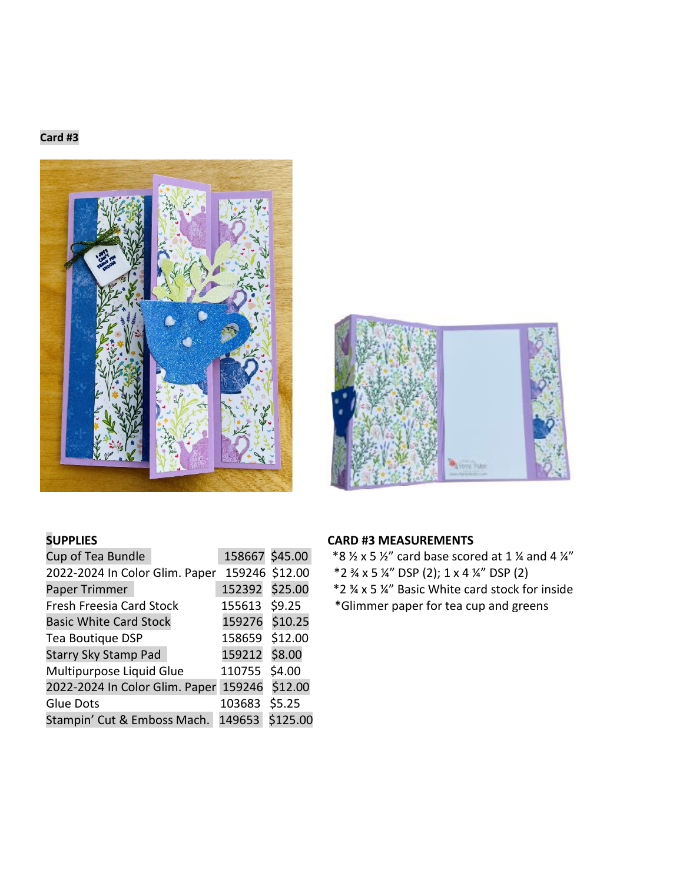**Card #3**

**SUPPLIES**

| | | |
|---|---|---|
| Cup of Tea Bundle | 158667 | $45.00 |
| 2022-2024 In Color Glim. Paper | 159246 | $12.00 |
| Paper Trimmer | 152392 | $25.00 |
| Fresh Freesia Card Stock | 155613 | $9.25 |
| Basic White Card Stock | 159276 | $10.25 |
| Tea Boutique DSP | 158659 | $12.00 |
| Starry Sky Stamp Pad | 159212 | $8.00 |
| Multipurpose Liquid Glue | 110755 | $4.00 |
| 2022-2024 In Color Glim. Paper | 159246 | $12.00 |
| Glue Dots | 103683 | $5.25 |
| Stampin' Cut & Emboss Mach. | 149653 | $125.00 |

**CARD #3 MEASUREMENTS**

*8 ½ x 5 ½" card base scored at 1 ¼ and 4 ¼"
*2 ¾ x 5 ¼" DSP (2); 1 x 4 ¼" DSP (2)
*2 ¾ x 5 ¼" Basic White card stock for inside
*Glimmer paper for tea cup and greens